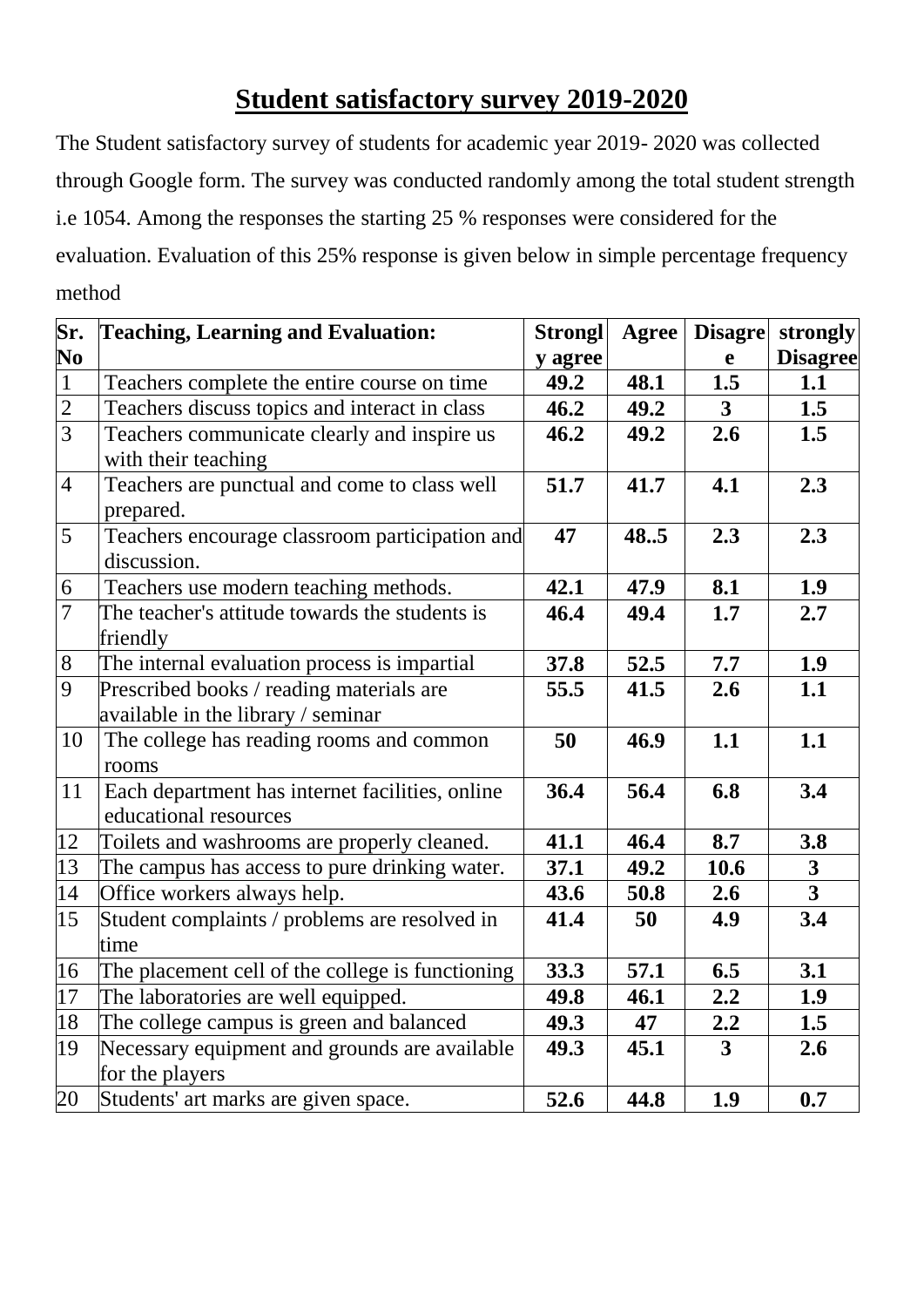# Student satisfactory survey 2019-2020

The Student satisfactory survey of students for academic year 2019- 2020 was collected through Google form. The survey was conducted randomly among the total student strength i.e 1054. Among the responses the starting 25 % responses were considered for the evaluation. Evaluation of this 25% response is given below in simple percentage frequency method

| Sr. No | Teaching, Learning and Evaluation: | Strongly agree | Agree | Disagree | strongly Disagree |
|---|---|---|---|---|---|
| 1 | Teachers complete the entire course on time | **49.2** | **48.1** | **1.5** | **1.1** |
| 2 | Teachers discuss topics and interact in class | **46.2** | **49.2** | **3** | **1.5** |
| 3 | Teachers communicate clearly and inspire us with their teaching | **46.2** | **49.2** | **2.6** | **1.5** |
| 4 | Teachers are punctual and come to class well prepared. | **51.7** | **41.7** | **4.1** | **2.3** |
| 5 | Teachers encourage classroom participation and discussion. | **47** | **48..5** | **2.3** | **2.3** |
| 6 | Teachers use modern teaching methods. | **42.1** | **47.9** | **8.1** | **1.9** |
| 7 | The teacher's attitude towards the students is friendly | **46.4** | **49.4** | **1.7** | **2.7** |
| 8 | The internal evaluation process is impartial | **37.8** | **52.5** | **7.7** | **1.9** |
| 9 | Prescribed books / reading materials are available in the library / seminar | **55.5** | **41.5** | **2.6** | **1.1** |
| 10 | The college has reading rooms and common rooms | **50** | **46.9** | **1.1** | **1.1** |
| 11 | Each department has internet facilities, online educational resources | **36.4** | **56.4** | **6.8** | **3.4** |
| 12 | Toilets and washrooms are properly cleaned. | **41.1** | **46.4** | **8.7** | **3.8** |
| 13 | The campus has access to pure drinking water. | **37.1** | **49.2** | **10.6** | **3** |
| 14 | Office workers always help. | **43.6** | **50.8** | **2.6** | **3** |
| 15 | Student complaints / problems are resolved in time | **41.4** | **50** | **4.9** | **3.4** |
| 16 | The placement cell of the college is functioning | **33.3** | **57.1** | **6.5** | **3.1** |
| 17 | The laboratories are well equipped. | **49.8** | **46.1** | **2.2** | **1.9** |
| 18 | The college campus is green and balanced | **49.3** | **47** | **2.2** | **1.5** |
| 19 | Necessary equipment and grounds are available for the players | **49.3** | **45.1** | **3** | **2.6** |
| 20 | Students' art marks are given space. | **52.6** | **44.8** | **1.9** | **0.7** |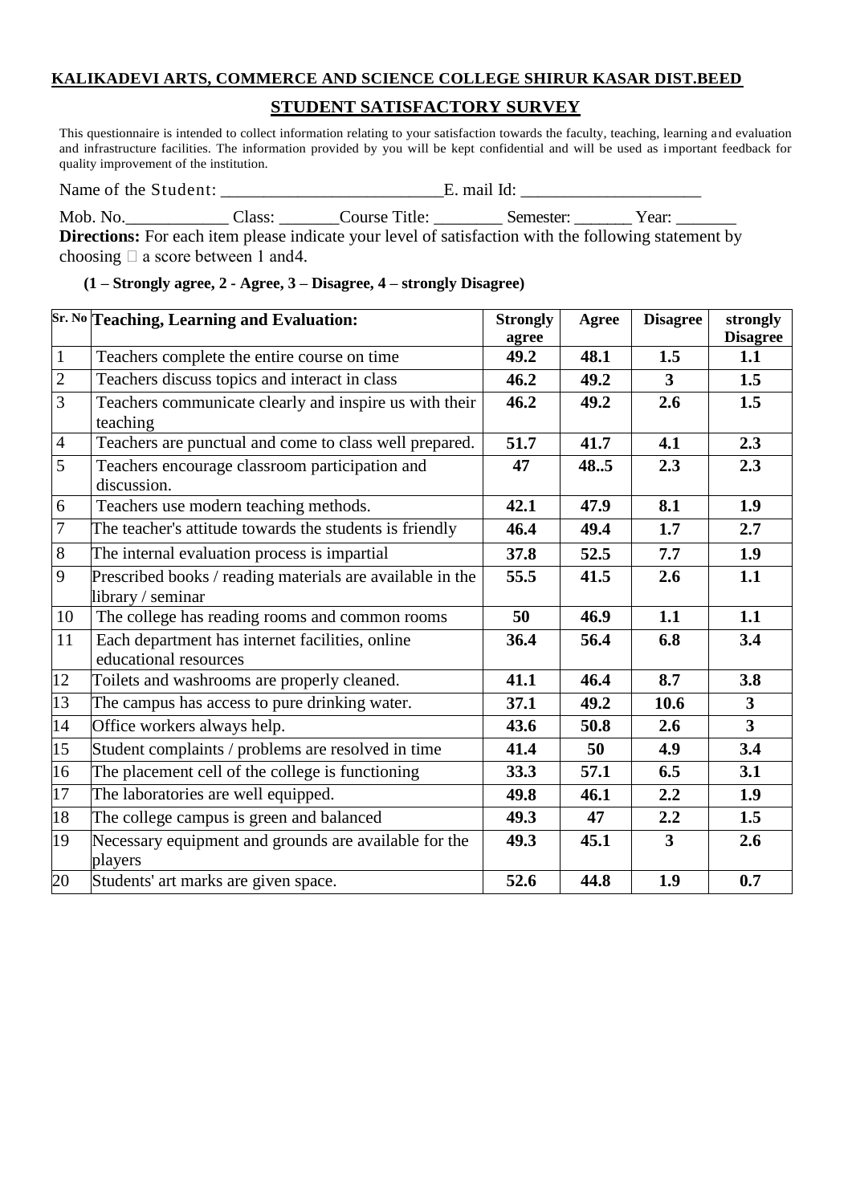**KALIKADEVI ARTS, COMMERCE AND SCIENCE COLLEGE SHIRUR KASAR DIST.BEED**

**STUDENT SATISFACTORY SURVEY**

This questionnaire is intended to collect information relating to your satisfaction towards the faculty, teaching, learning and evaluation and infrastructure facilities. The information provided by you will be kept confidential and will be used as important feedback for quality improvement of the institution.

Name of the Student: _________________________E. mail Id: ____________________

Mob. No.____________ Class: _______Course Title: ________ Semester: _______ Year: _______

**Directions:** For each item please indicate your level of satisfaction with the following statement by choosing  a score between 1 and4.

**(1 – Strongly agree, 2 - Agree, 3 – Disagree, 4 – strongly Disagree)**

| Sr. No | Teaching, Learning and Evaluation: | Strongly agree | Agree | Disagree | strongly Disagree |
|---|---|---|---|---|---|
| 1 | Teachers complete the entire course on time | 49.2 | 48.1 | 1.5 | 1.1 |
| 2 | Teachers discuss topics and interact in class | 46.2 | 49.2 | 3 | 1.5 |
| 3 | Teachers communicate clearly and inspire us with their teaching | 46.2 | 49.2 | 2.6 | 1.5 |
| 4 | Teachers are punctual and come to class well prepared. | 51.7 | 41.7 | 4.1 | 2.3 |
| 5 | Teachers encourage classroom participation and discussion. | 47 | 48..5 | 2.3 | 2.3 |
| 6 | Teachers use modern teaching methods. | 42.1 | 47.9 | 8.1 | 1.9 |
| 7 | The teacher's attitude towards the students is friendly | 46.4 | 49.4 | 1.7 | 2.7 |
| 8 | The internal evaluation process is impartial | 37.8 | 52.5 | 7.7 | 1.9 |
| 9 | Prescribed books / reading materials are available in the library / seminar | 55.5 | 41.5 | 2.6 | 1.1 |
| 10 | The college has reading rooms and common rooms | 50 | 46.9 | 1.1 | 1.1 |
| 11 | Each department has internet facilities, online educational resources | 36.4 | 56.4 | 6.8 | 3.4 |
| 12 | Toilets and washrooms are properly cleaned. | 41.1 | 46.4 | 8.7 | 3.8 |
| 13 | The campus has access to pure drinking water. | 37.1 | 49.2 | 10.6 | 3 |
| 14 | Office workers always help. | 43.6 | 50.8 | 2.6 | 3 |
| 15 | Student complaints / problems are resolved in time | 41.4 | 50 | 4.9 | 3.4 |
| 16 | The placement cell of the college is functioning | 33.3 | 57.1 | 6.5 | 3.1 |
| 17 | The laboratories are well equipped. | 49.8 | 46.1 | 2.2 | 1.9 |
| 18 | The college campus is green and balanced | 49.3 | 47 | 2.2 | 1.5 |
| 19 | Necessary equipment and grounds are available for the players | 49.3 | 45.1 | 3 | 2.6 |
| 20 | Students' art marks are given space. | 52.6 | 44.8 | 1.9 | 0.7 |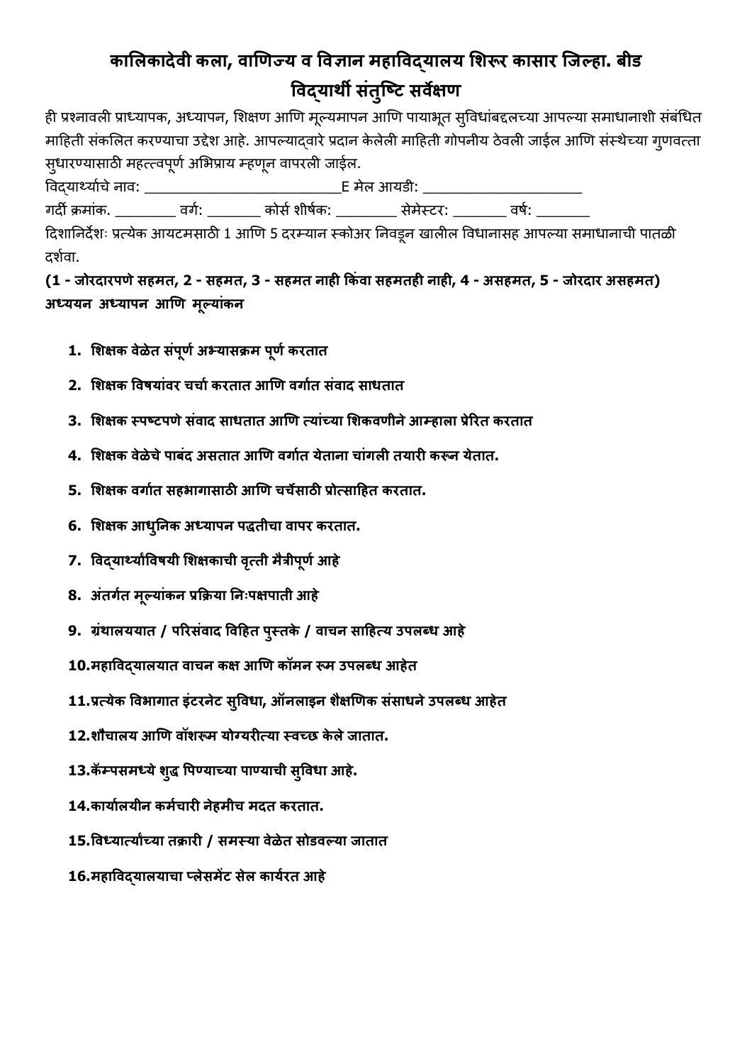# कालिकादेवी कला, वाणिज्य व विज्ञान महाविद्यालय शिरूर कासार जिल्हा. बीड

## विद्यार्थी संतुष्टि सर्वेक्षण

ही प्रश्नावली प्राध्यापक, अध्यापन, शिक्षण आणि मूल्यमापन आणि पायाभूत सुविधांबद्दलच्या आपल्या समाधानाशी संबंधित माहिती संकलित करण्याचा उद्देश आहे. आपल्याद्वारे प्रदान केलेली माहिती गोपनीय ठेवली जाईल आणि संस्थेच्या गुणवत्ता सुधारण्यासाठी महत्त्वपूर्ण अभिप्राय म्हणून वापरली जाईल.

विद्यार्थ्यांचे नाव: ___________________________E मेल आयडी: _____________________

गर्दी क्रमांक. ________ वर्ग: _______ कोर्स शीर्षक: ________ सेमेस्टर: _______ वर्ष: _______

दिशानिर्देशः प्रत्येक आयटमसाठी 1 आणि 5 दरम्यान स्कोअर निवडून खालील विधानासह आपल्या समाधानाची पातळी दर्शवा.

**(1 - जोरदारपणे सहमत, 2 - सहमत, 3 - सहमत नाही किंवा सहमतही नाही, 4 - असहमत, 5 - जोरदार असहमत)**

**अध्ययन अध्यापन आणि मूल्यांकन**

1. **शिक्षक वेळेत संपूर्ण अभ्यासक्रम पूर्ण करतात**
2. **शिक्षक विषयांवर चर्चा करतात आणि वर्गात संवाद साधतात**
3. **शिक्षक स्पष्टपणे संवाद साधतात आणि त्यांच्या शिकवणीने आम्हाला प्रेरित करतात**
4. **शिक्षक वेळेचे पाबंद असतात आणि वर्गात येताना चांगली तयारी करून येतात.**
5. **शिक्षक वर्गात सहभागासाठी आणि चर्चेसाठी प्रोत्साहित करतात.**
6. **शिक्षक आधुनिक अध्यापन पद्धतीचा वापर करतात.**
7. **विद्यार्थ्यांविषयी शिक्षकाची वृत्ती मैत्रीपूर्ण आहे**
8. **अंतर्गत मूल्यांकन प्रक्रिया निःपक्षपाती आहे**
9. **ग्रंथालययात / परिसंवाद विहित पुस्तके / वाचन साहित्य उपलब्ध आहे**
10. **महाविद्यालयात वाचन कक्ष आणि कॉमन रूम उपलब्ध आहेत**
11. **प्रत्येक विभागात इंटरनेट सुविधा, ऑनलाइन शैक्षणिक संसाधने उपलब्ध आहेत**
12. **शौचालय आणि वॉशरूम योग्यरीत्या स्वच्छ केले जातात.**
13. **कॅम्पसमध्ये शुद्ध पिण्याच्या पाण्याची सुविधा आहे.**
14. **कार्यालयीन कर्मचारी नेहमीच मदत करतात.**
15. **विध्यार्त्यांच्या तक्रारी / समस्या वेळेत सोडवल्या जातात**
16. **महाविद्यालयाचा प्लेसमेंट सेल कार्यरत आहे**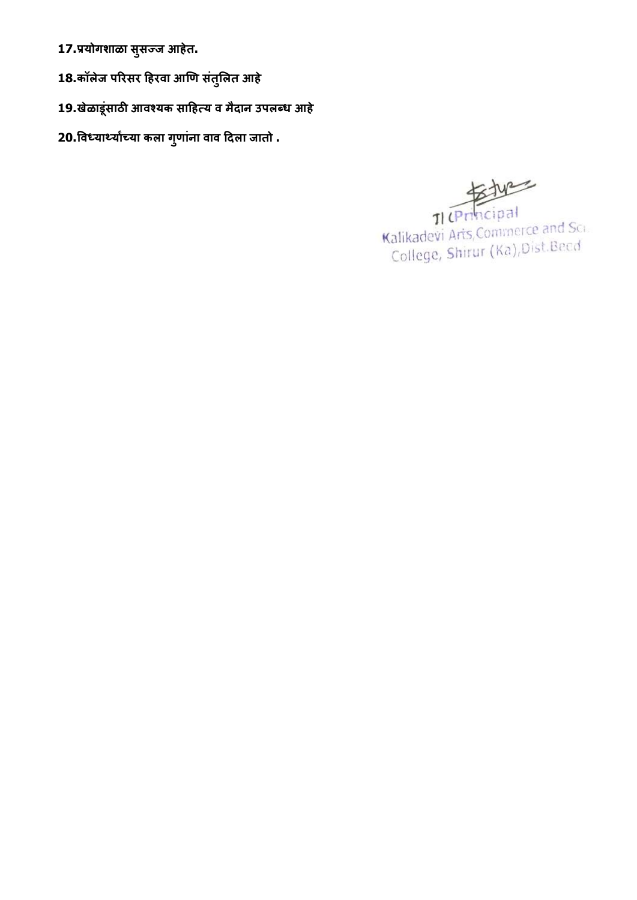17.प्रयोगशाळा सुसज्ज आहेत.

18.कॉलेज परिसर हिरवा आणि संतुलित आहे

19.खेळाडूंसाठी आवश्यक साहित्य व मैदान उपलब्ध आहे

20.विध्यार्थ्यांच्या कला गुणांना वाव दिला जातो .

I/c Principal
Kalikadevi Arts,Commerce and Sci.
College, Shirur (Ka),Dist.Beed